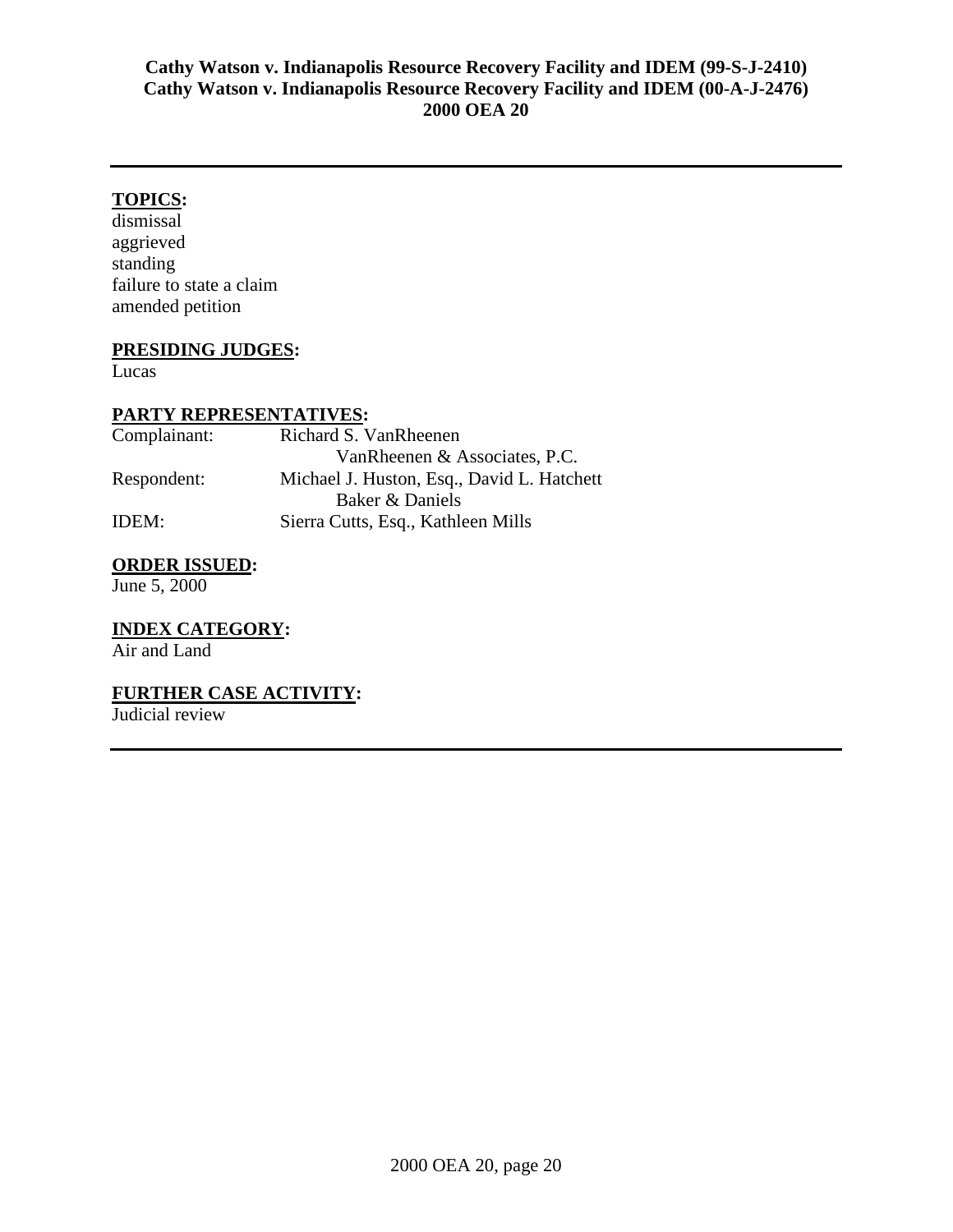**Cathy Watson v. Indianapolis Resource Recovery Facility and IDEM (99-S-J-2410)**
**Cathy Watson v. Indianapolis Resource Recovery Facility and IDEM (00-A-J-2476)**
**2000 OEA 20**

---

**TOPICS:**

dismissal
aggrieved
standing
failure to state a claim
amended petition

**PRESIDING JUDGES:**

Lucas

**PARTY REPRESENTATIVES:**

| | |
|---|---|
| Complainant: | Richard S. VanRheenen<br>VanRheenen & Associates, P.C. |
| Respondent: | Michael J. Huston, Esq., David L. Hatchett<br>Baker & Daniels |
| IDEM: | Sierra Cutts, Esq., Kathleen Mills |

**ORDER ISSUED:**

June 5, 2000

**INDEX CATEGORY:**

Air and Land

**FURTHER CASE ACTIVITY:**

Judicial review

---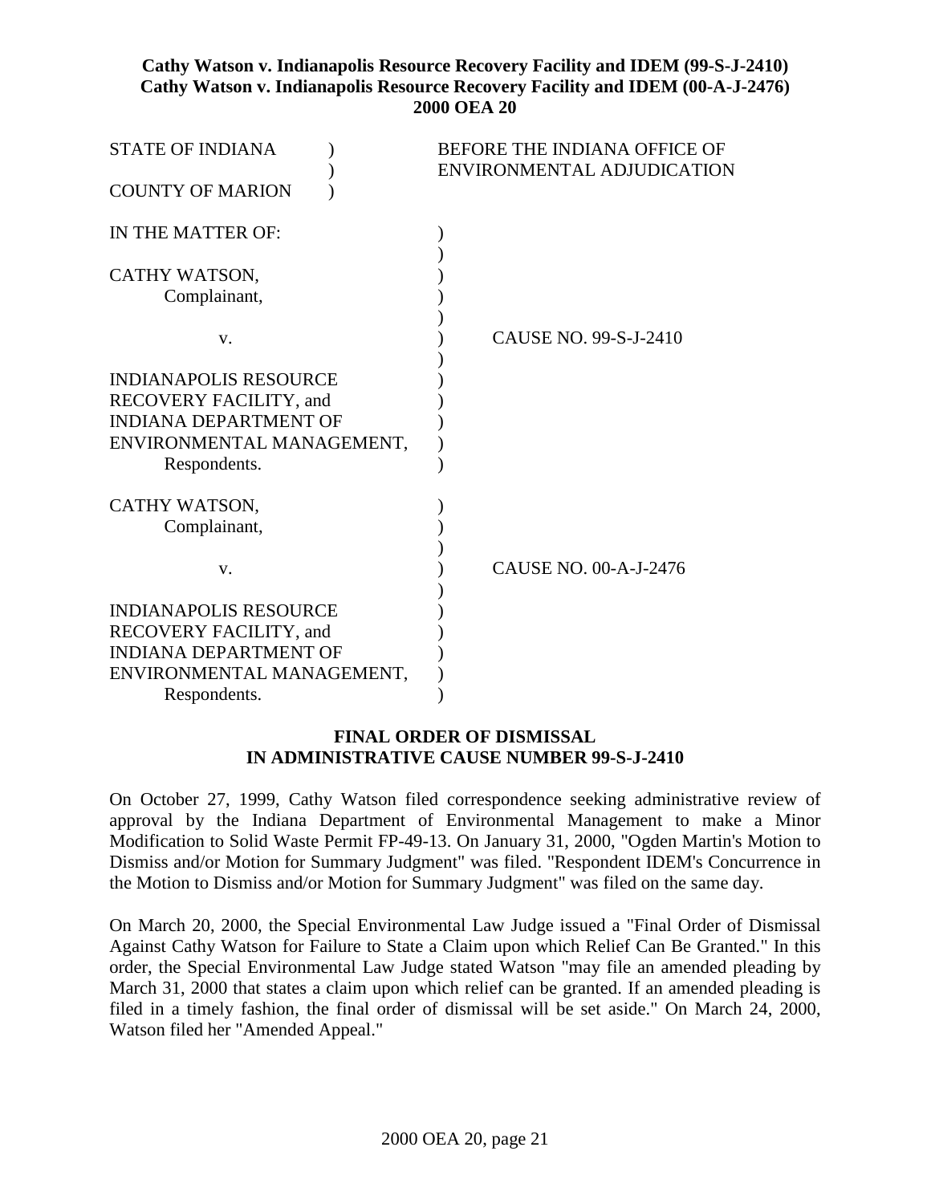**Cathy Watson v. Indianapolis Resource Recovery Facility and IDEM (99-S-J-2410)**
**Cathy Watson v. Indianapolis Resource Recovery Facility and IDEM (00-A-J-2476)**
**2000 OEA 20**

| | |
|---|---|
| STATE OF INDIANA )<br>)<br>COUNTY OF MARION ) | BEFORE THE INDIANA OFFICE OF<br>ENVIRONMENTAL ADJUDICATION |

IN THE MATTER OF:

CATHY WATSON,
Complainant,

v. CAUSE NO. 99-S-J-2410

INDIANAPOLIS RESOURCE RECOVERY FACILITY, and INDIANA DEPARTMENT OF ENVIRONMENTAL MANAGEMENT,
Respondents.

CATHY WATSON,
Complainant,

v. CAUSE NO. 00-A-J-2476

INDIANAPOLIS RESOURCE RECOVERY FACILITY, and INDIANA DEPARTMENT OF ENVIRONMENTAL MANAGEMENT,
Respondents.

**FINAL ORDER OF DISMISSAL**
**IN ADMINISTRATIVE CAUSE NUMBER 99-S-J-2410**

On October 27, 1999, Cathy Watson filed correspondence seeking administrative review of approval by the Indiana Department of Environmental Management to make a Minor Modification to Solid Waste Permit FP-49-13. On January 31, 2000, "Ogden Martin's Motion to Dismiss and/or Motion for Summary Judgment" was filed. "Respondent IDEM's Concurrence in the Motion to Dismiss and/or Motion for Summary Judgment" was filed on the same day.

On March 20, 2000, the Special Environmental Law Judge issued a "Final Order of Dismissal Against Cathy Watson for Failure to State a Claim upon which Relief Can Be Granted." In this order, the Special Environmental Law Judge stated Watson "may file an amended pleading by March 31, 2000 that states a claim upon which relief can be granted. If an amended pleading is filed in a timely fashion, the final order of dismissal will be set aside." On March 24, 2000, Watson filed her "Amended Appeal."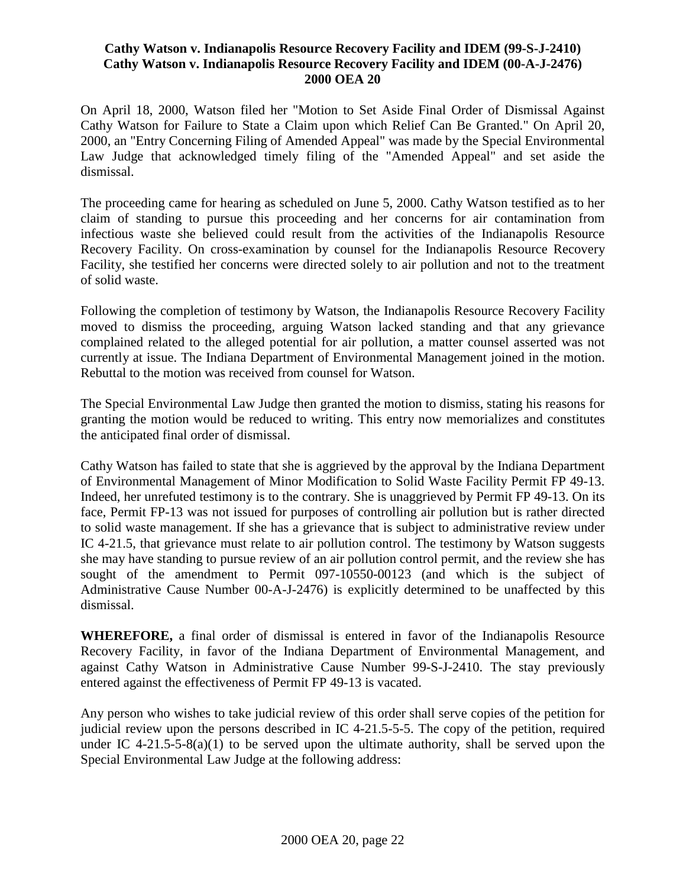On April 18, 2000, Watson filed her "Motion to Set Aside Final Order of Dismissal Against Cathy Watson for Failure to State a Claim upon which Relief Can Be Granted." On April 20, 2000, an "Entry Concerning Filing of Amended Appeal" was made by the Special Environmental Law Judge that acknowledged timely filing of the "Amended Appeal" and set aside the dismissal.

The proceeding came for hearing as scheduled on June 5, 2000. Cathy Watson testified as to her claim of standing to pursue this proceeding and her concerns for air contamination from infectious waste she believed could result from the activities of the Indianapolis Resource Recovery Facility. On cross-examination by counsel for the Indianapolis Resource Recovery Facility, she testified her concerns were directed solely to air pollution and not to the treatment of solid waste.

Following the completion of testimony by Watson, the Indianapolis Resource Recovery Facility moved to dismiss the proceeding, arguing Watson lacked standing and that any grievance complained related to the alleged potential for air pollution, a matter counsel asserted was not currently at issue. The Indiana Department of Environmental Management joined in the motion. Rebuttal to the motion was received from counsel for Watson.

The Special Environmental Law Judge then granted the motion to dismiss, stating his reasons for granting the motion would be reduced to writing. This entry now memorializes and constitutes the anticipated final order of dismissal.

Cathy Watson has failed to state that she is aggrieved by the approval by the Indiana Department of Environmental Management of Minor Modification to Solid Waste Facility Permit FP 49-13. Indeed, her unrefuted testimony is to the contrary. She is unaggrieved by Permit FP 49-13. On its face, Permit FP-13 was not issued for purposes of controlling air pollution but is rather directed to solid waste management. If she has a grievance that is subject to administrative review under IC 4-21.5, that grievance must relate to air pollution control. The testimony by Watson suggests she may have standing to pursue review of an air pollution control permit, and the review she has sought of the amendment to Permit 097-10550-00123 (and which is the subject of Administrative Cause Number 00-A-J-2476) is explicitly determined to be unaffected by this dismissal.

**WHEREFORE,** a final order of dismissal is entered in favor of the Indianapolis Resource Recovery Facility, in favor of the Indiana Department of Environmental Management, and against Cathy Watson in Administrative Cause Number 99-S-J-2410. The stay previously entered against the effectiveness of Permit FP 49-13 is vacated.

Any person who wishes to take judicial review of this order shall serve copies of the petition for judicial review upon the persons described in IC 4-21.5-5-5. The copy of the petition, required under IC 4-21.5-5-8(a)(1) to be served upon the ultimate authority, shall be served upon the Special Environmental Law Judge at the following address: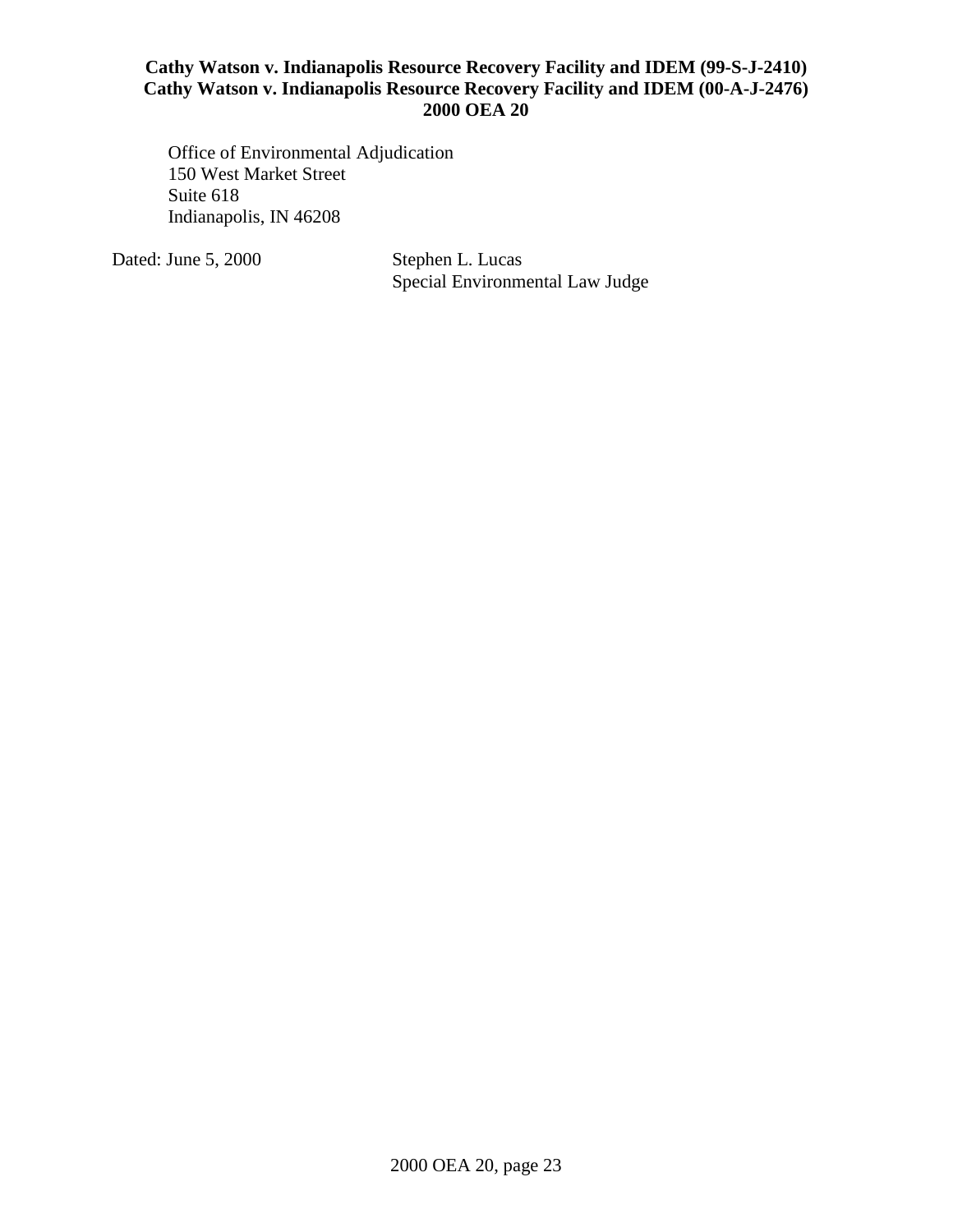Office of Environmental Adjudication
150 West Market Street
Suite 618
Indianapolis, IN 46208

Dated: June 5, 2000

Stephen L. Lucas
Special Environmental Law Judge